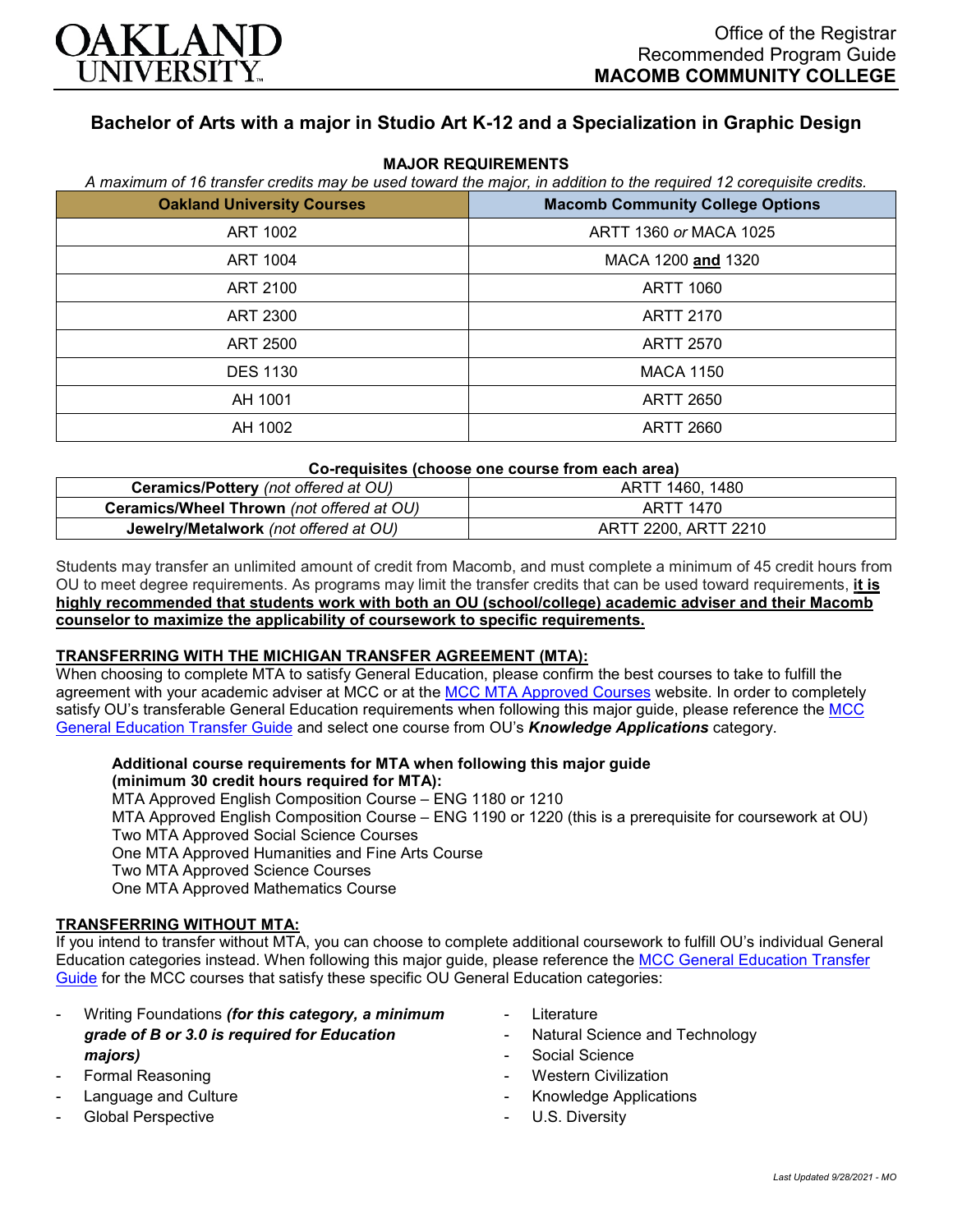OAKLAND UNIVERSITY

Office of the Registrar
Recommended Program Guide
**MACOMB COMMUNITY COLLEGE**

# Bachelor of Arts with a major in Studio Art K-12 and a Specialization in Graphic Design

## MAJOR REQUIREMENTS

*A maximum of 16 transfer credits may be used toward the major, in addition to the required 12 corequisite credits.*

| Oakland University Courses | Macomb Community College Options |
|---|---|
| ART 1002 | ARTT 1360 *or* MACA 1025 |
| ART 1004 | MACA 1200 **and** 1320 |
| ART 2100 | ARTT 1060 |
| ART 2300 | ARTT 2170 |
| ART 2500 | ARTT 2570 |
| DES 1130 | MACA 1150 |
| AH 1001 | ARTT 2650 |
| AH 1002 | ARTT 2660 |

**Co-requisites (choose one course from each area)**

| | |
|---|---|
| **Ceramics/Pottery** *(not offered at OU)* | ARTT 1460, 1480 |
| **Ceramics/Wheel Thrown** *(not offered at OU)* | ARTT 1470 |
| **Jewelry/Metalwork** *(not offered at OU)* | ARTT 2200, ARTT 2210 |

Students may transfer an unlimited amount of credit from Macomb, and must complete a minimum of 45 credit hours from OU to meet degree requirements. As programs may limit the transfer credits that can be used toward requirements, **it is highly recommended that students work with both an OU (school/college) academic adviser and their Macomb counselor to maximize the applicability of coursework to specific requirements.**

**TRANSFERRING WITH THE MICHIGAN TRANSFER AGREEMENT (MTA):**

When choosing to complete MTA to satisfy General Education, please confirm the best courses to take to fulfill the agreement with your academic adviser at MCC or at the MCC MTA Approved Courses website. In order to completely satisfy OU's transferable General Education requirements when following this major guide, please reference the MCC General Education Transfer Guide and select one course from OU's ***Knowledge Applications*** category.

**Additional course requirements for MTA when following this major guide (minimum 30 credit hours required for MTA):**

MTA Approved English Composition Course – ENG 1180 or 1210
MTA Approved English Composition Course – ENG 1190 or 1220 (this is a prerequisite for coursework at OU)
Two MTA Approved Social Science Courses
One MTA Approved Humanities and Fine Arts Course
Two MTA Approved Science Courses
One MTA Approved Mathematics Course

**TRANSFERRING WITHOUT MTA:**

If you intend to transfer without MTA, you can choose to complete additional coursework to fulfill OU's individual General Education categories instead. When following this major guide, please reference the MCC General Education Transfer Guide for the MCC courses that satisfy these specific OU General Education categories:

- Writing Foundations ***(for this category, a minimum grade of B or 3.0 is required for Education majors)***
- Formal Reasoning
- Language and Culture
- Global Perspective
- Literature
- Natural Science and Technology
- Social Science
- Western Civilization
- Knowledge Applications
- U.S. Diversity

*Last Updated 9/28/2021 - MO*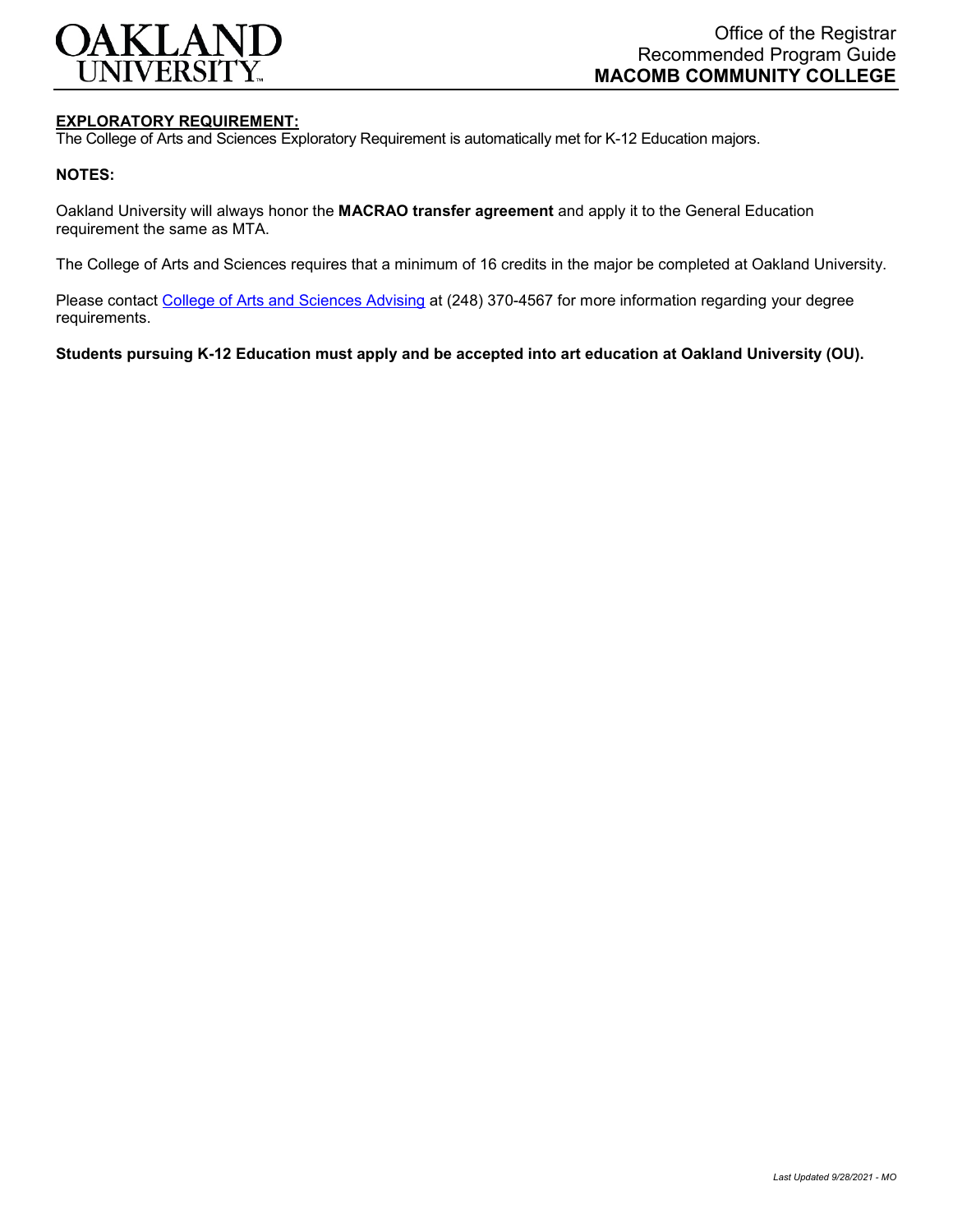**EXPLORATORY REQUIREMENT:**

The College of Arts and Sciences Exploratory Requirement is automatically met for K-12 Education majors.

**NOTES:**

Oakland University will always honor the **MACRAO transfer agreement** and apply it to the General Education requirement the same as MTA.

The College of Arts and Sciences requires that a minimum of 16 credits in the major be completed at Oakland University.

Please contact College of Arts and Sciences Advising at (248) 370-4567 for more information regarding your degree requirements.

**Students pursuing K-12 Education must apply and be accepted into art education at Oakland University (OU).**

*Last Updated 9/28/2021 - MO*